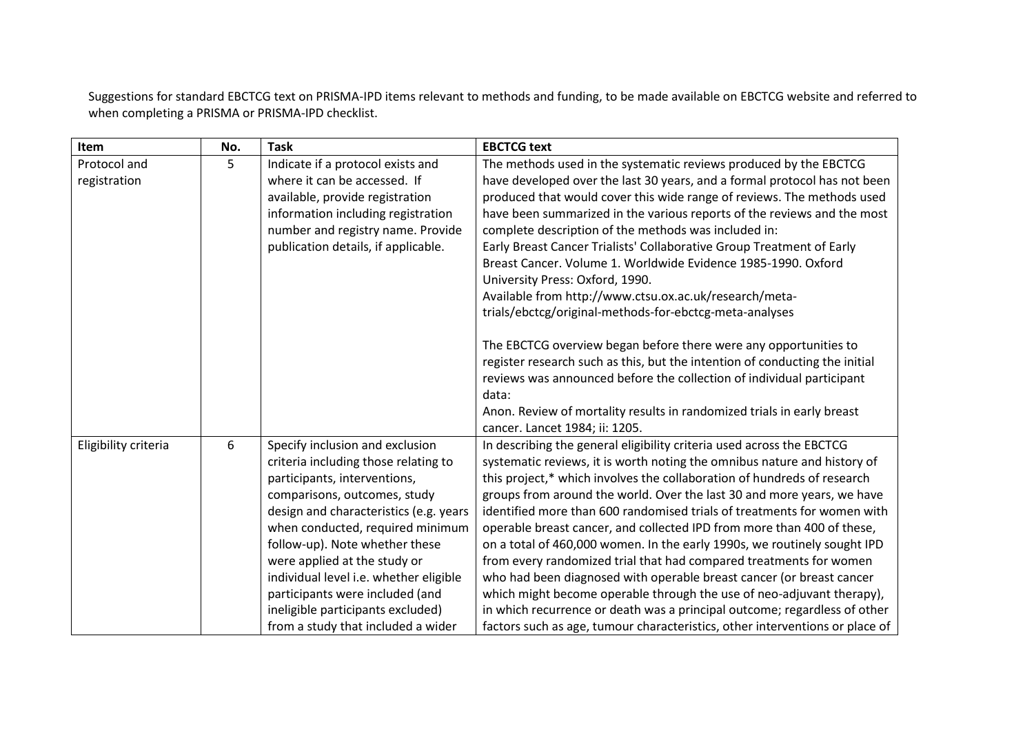Suggestions for standard EBCTCG text on PRISMA-IPD items relevant to methods and funding, to be made available on EBCTCG website and referred to when completing a PRISMA or PRISMA-IPD checklist.

| Item | No. | Task | EBCTCG text |
|---|---|---|---|
| Protocol and registration | 5 | Indicate if a protocol exists and where it can be accessed. If available, provide registration information including registration number and registry name. Provide publication details, if applicable. | The methods used in the systematic reviews produced by the EBCTCG have developed over the last 30 years, and a formal protocol has not been produced that would cover this wide range of reviews. The methods used have been summarized in the various reports of the reviews and the most complete description of the methods was included in:<br>Early Breast Cancer Trialists' Collaborative Group Treatment of Early Breast Cancer. Volume 1. Worldwide Evidence 1985-1990. Oxford University Press: Oxford, 1990.<br>Available from http://www.ctsu.ox.ac.uk/research/meta-trials/ebctcg/original-methods-for-ebctcg-meta-analyses<br><br>The EBCTCG overview began before there were any opportunities to register research such as this, but the intention of conducting the initial reviews was announced before the collection of individual participant data:<br>Anon. Review of mortality results in randomized trials in early breast cancer. Lancet 1984; ii: 1205. |
| Eligibility criteria | 6 | Specify inclusion and exclusion criteria including those relating to participants, interventions, comparisons, outcomes, study design and characteristics (e.g. years when conducted, required minimum follow-up). Note whether these were applied at the study or individual level i.e. whether eligible participants were included (and ineligible participants excluded) from a study that included a wider | In describing the general eligibility criteria used across the EBCTCG systematic reviews, it is worth noting the omnibus nature and history of this project,* which involves the collaboration of hundreds of research groups from around the world. Over the last 30 and more years, we have identified more than 600 randomised trials of treatments for women with operable breast cancer, and collected IPD from more than 400 of these, on a total of 460,000 women. In the early 1990s, we routinely sought IPD from every randomized trial that had compared treatments for women who had been diagnosed with operable breast cancer (or breast cancer which might become operable through the use of neo-adjuvant therapy), in which recurrence or death was a principal outcome; regardless of other factors such as age, tumour characteristics, other interventions or place of |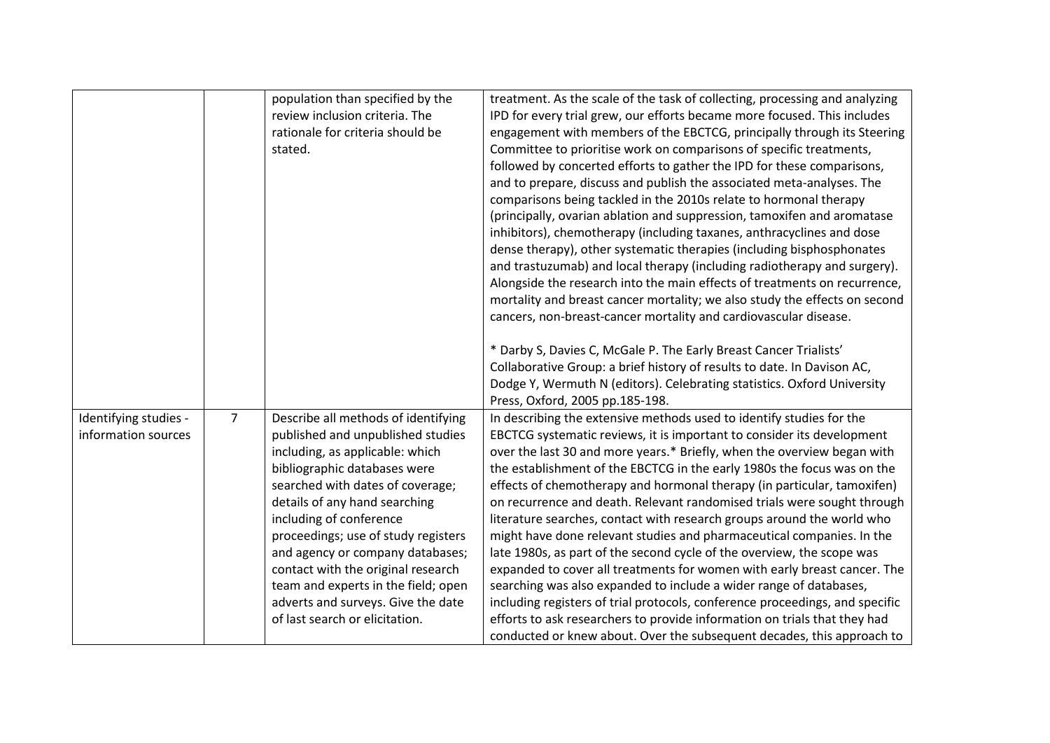| | | | |
|---|---|---|---|
| | | population than specified by the review inclusion criteria. The rationale for criteria should be stated. | treatment. As the scale of the task of collecting, processing and analyzing IPD for every trial grew, our efforts became more focused. This includes engagement with members of the EBCTCG, principally through its Steering Committee to prioritise work on comparisons of specific treatments, followed by concerted efforts to gather the IPD for these comparisons, and to prepare, discuss and publish the associated meta-analyses. The comparisons being tackled in the 2010s relate to hormonal therapy (principally, ovarian ablation and suppression, tamoxifen and aromatase inhibitors), chemotherapy (including taxanes, anthracyclines and dose dense therapy), other systematic therapies (including bisphosphonates and trastuzumab) and local therapy (including radiotherapy and surgery). Alongside the research into the main effects of treatments on recurrence, mortality and breast cancer mortality; we also study the effects on second cancers, non-breast-cancer mortality and cardiovascular disease.<br><br>* Darby S, Davies C, McGale P. The Early Breast Cancer Trialists' Collaborative Group: a brief history of results to date. In Davison AC, Dodge Y, Wermuth N (editors). Celebrating statistics. Oxford University Press, Oxford, 2005 pp.185-198. |
| Identifying studies - information sources | 7 | Describe all methods of identifying published and unpublished studies including, as applicable: which bibliographic databases were searched with dates of coverage; details of any hand searching including of conference proceedings; use of study registers and agency or company databases; contact with the original research team and experts in the field; open adverts and surveys. Give the date of last search or elicitation. | In describing the extensive methods used to identify studies for the EBCTCG systematic reviews, it is important to consider its development over the last 30 and more years.* Briefly, when the overview began with the establishment of the EBCTCG in the early 1980s the focus was on the effects of chemotherapy and hormonal therapy (in particular, tamoxifen) on recurrence and death. Relevant randomised trials were sought through literature searches, contact with research groups around the world who might have done relevant studies and pharmaceutical companies. In the late 1980s, as part of the second cycle of the overview, the scope was expanded to cover all treatments for women with early breast cancer. The searching was also expanded to include a wider range of databases, including registers of trial protocols, conference proceedings, and specific efforts to ask researchers to provide information on trials that they had conducted or knew about. Over the subsequent decades, this approach to |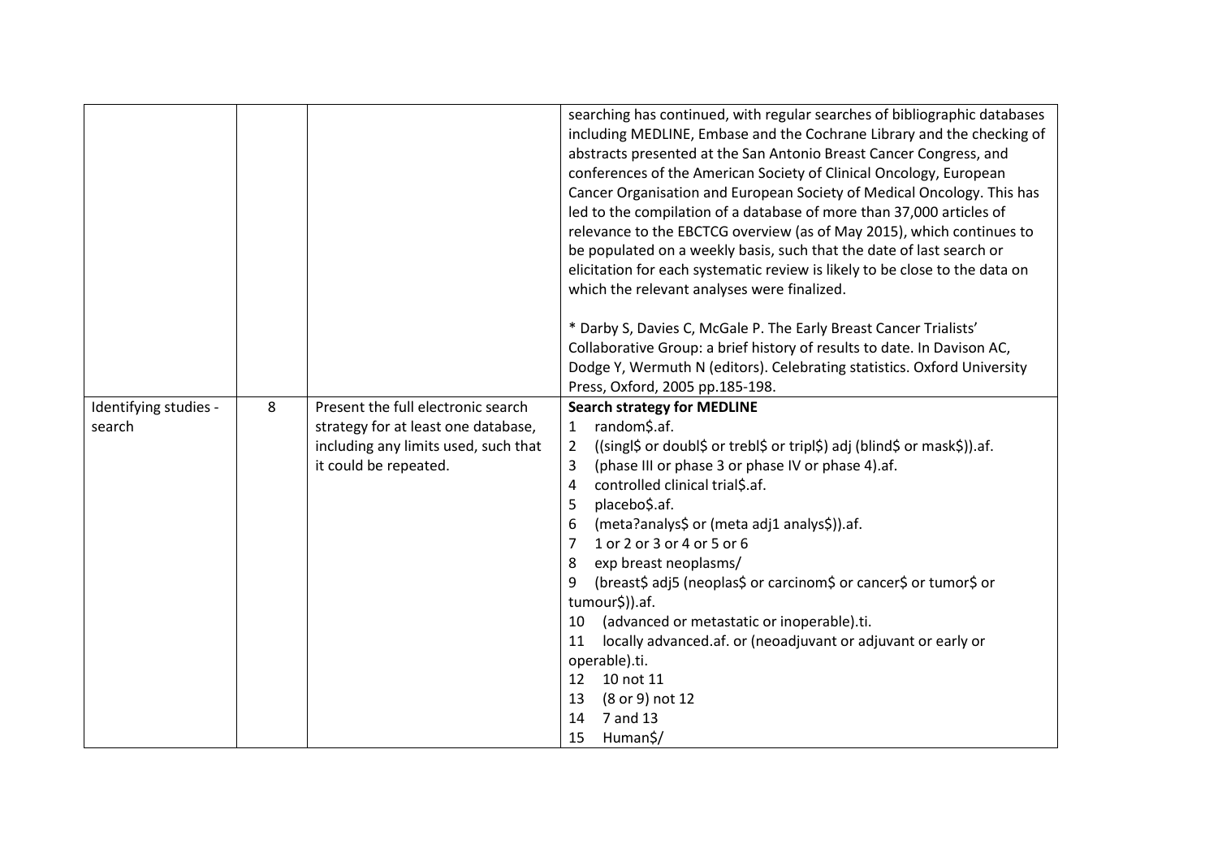| | | | |
|---|---|---|---|
| | | | searching has continued, with regular searches of bibliographic databases including MEDLINE, Embase and the Cochrane Library and the checking of abstracts presented at the San Antonio Breast Cancer Congress, and conferences of the American Society of Clinical Oncology, European Cancer Organisation and European Society of Medical Oncology. This has led to the compilation of a database of more than 37,000 articles of relevance to the EBCTCG overview (as of May 2015), which continues to be populated on a weekly basis, such that the date of last search or elicitation for each systematic review is likely to be close to the data on which the relevant analyses were finalized.<br><br>* Darby S, Davies C, McGale P. The Early Breast Cancer Trialists' Collaborative Group: a brief history of results to date. In Davison AC, Dodge Y, Wermuth N (editors). Celebrating statistics. Oxford University Press, Oxford, 2005 pp.185-198. |
| Identifying studies - search | 8 | Present the full electronic search strategy for at least one database, including any limits used, such that it could be repeated. | **Search strategy for MEDLINE**<br>1 random$.af.<br>2 ((singl$ or doubl$ or trebl$ or tripl$) adj (blind$ or mask$)).af.<br>3 (phase III or phase 3 or phase IV or phase 4).af.<br>4 controlled clinical trial$.af.<br>5 placebo$.af.<br>6 (meta?analys$ or (meta adj1 analys$)).af.<br>7 1 or 2 or 3 or 4 or 5 or 6<br>8 exp breast neoplasms/<br>9 (breast$ adj5 (neoplas$ or carcinom$ or cancer$ or tumor$ or tumour$)).af.<br>10 (advanced or metastatic or inoperable).ti.<br>11 locally advanced.af. or (neoadjuvant or adjuvant or early or operable).ti.<br>12 10 not 11<br>13 (8 or 9) not 12<br>14 7 and 13<br>15 Human$/ |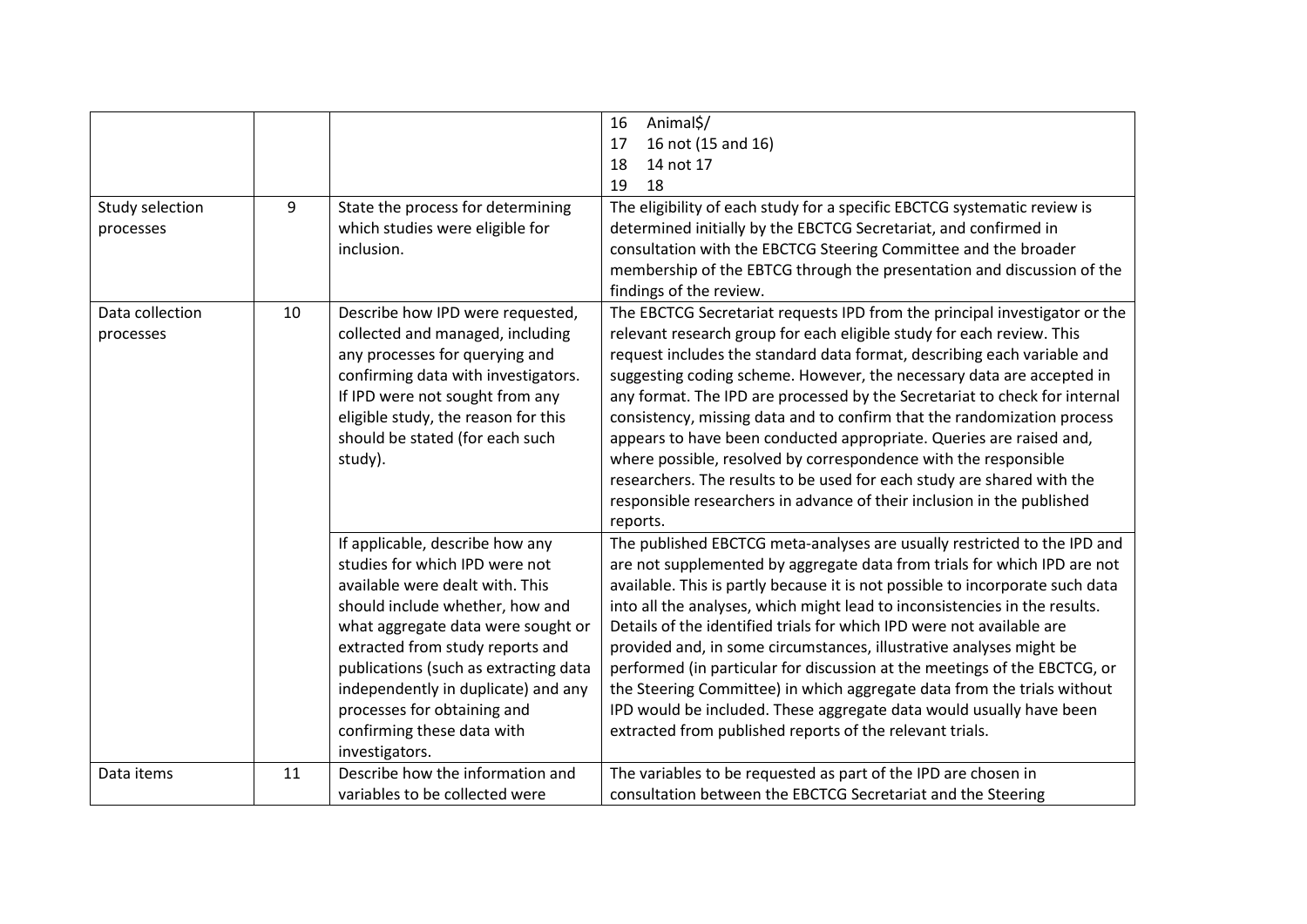|  |  |  |  |
|---|---|---|---|
|  |  |  | 16 Animal$/<br>17 16 not (15 and 16)<br>18 14 not 17<br>19 18 |
| Study selection processes | 9 | State the process for determining which studies were eligible for inclusion. | The eligibility of each study for a specific EBCTCG systematic review is determined initially by the EBCTCG Secretariat, and confirmed in consultation with the EBCTCG Steering Committee and the broader membership of the EBTCG through the presentation and discussion of the findings of the review. |
| Data collection processes | 10 | Describe how IPD were requested, collected and managed, including any processes for querying and confirming data with investigators. If IPD were not sought from any eligible study, the reason for this should be stated (for each such study). | The EBCTCG Secretariat requests IPD from the principal investigator or the relevant research group for each eligible study for each review. This request includes the standard data format, describing each variable and suggesting coding scheme. However, the necessary data are accepted in any format. The IPD are processed by the Secretariat to check for internal consistency, missing data and to confirm that the randomization process appears to have been conducted appropriate. Queries are raised and, where possible, resolved by correspondence with the responsible researchers. The results to be used for each study are shared with the responsible researchers in advance of their inclusion in the published reports. |
|  |  | If applicable, describe how any studies for which IPD were not available were dealt with. This should include whether, how and what aggregate data were sought or extracted from study reports and publications (such as extracting data independently in duplicate) and any processes for obtaining and confirming these data with investigators. | The published EBCTCG meta-analyses are usually restricted to the IPD and are not supplemented by aggregate data from trials for which IPD are not available. This is partly because it is not possible to incorporate such data into all the analyses, which might lead to inconsistencies in the results. Details of the identified trials for which IPD were not available are provided and, in some circumstances, illustrative analyses might be performed (in particular for discussion at the meetings of the EBCTCG, or the Steering Committee) in which aggregate data from the trials without IPD would be included. These aggregate data would usually have been extracted from published reports of the relevant trials. |
| Data items | 11 | Describe how the information and variables to be collected were | The variables to be requested as part of the IPD are chosen in consultation between the EBCTCG Secretariat and the Steering |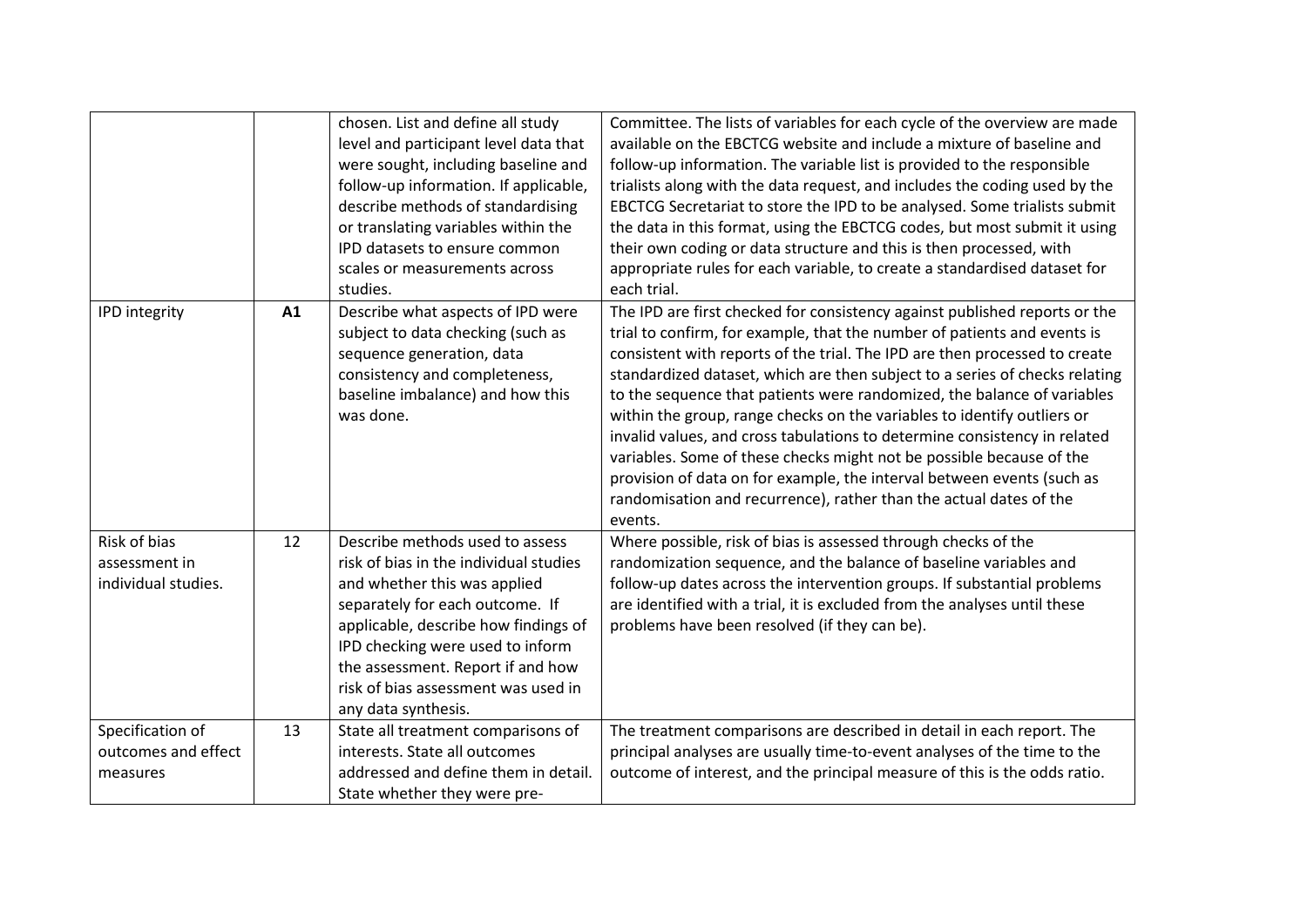| | | | |
|---|---|---|---|
| | | chosen. List and define all study level and participant level data that were sought, including baseline and follow-up information. If applicable, describe methods of standardising or translating variables within the IPD datasets to ensure common scales or measurements across studies. | Committee. The lists of variables for each cycle of the overview are made available on the EBCTCG website and include a mixture of baseline and follow-up information. The variable list is provided to the responsible trialists along with the data request, and includes the coding used by the EBCTCG Secretariat to store the IPD to be analysed. Some trialists submit the data in this format, using the EBCTCG codes, but most submit it using their own coding or data structure and this is then processed, with appropriate rules for each variable, to create a standardised dataset for each trial. |
| IPD integrity | **A1** | Describe what aspects of IPD were subject to data checking (such as sequence generation, data consistency and completeness, baseline imbalance) and how this was done. | The IPD are first checked for consistency against published reports or the trial to confirm, for example, that the number of patients and events is consistent with reports of the trial. The IPD are then processed to create standardized dataset, which are then subject to a series of checks relating to the sequence that patients were randomized, the balance of variables within the group, range checks on the variables to identify outliers or invalid values, and cross tabulations to determine consistency in related variables. Some of these checks might not be possible because of the provision of data on for example, the interval between events (such as randomisation and recurrence), rather than the actual dates of the events. |
| Risk of bias assessment in individual studies. | 12 | Describe methods used to assess risk of bias in the individual studies and whether this was applied separately for each outcome. If applicable, describe how findings of IPD checking were used to inform the assessment. Report if and how risk of bias assessment was used in any data synthesis. | Where possible, risk of bias is assessed through checks of the randomization sequence, and the balance of baseline variables and follow-up dates across the intervention groups. If substantial problems are identified with a trial, it is excluded from the analyses until these problems have been resolved (if they can be). |
| Specification of outcomes and effect measures | 13 | State all treatment comparisons of interests. State all outcomes addressed and define them in detail. State whether they were pre- | The treatment comparisons are described in detail in each report. The principal analyses are usually time-to-event analyses of the time to the outcome of interest, and the principal measure of this is the odds ratio. |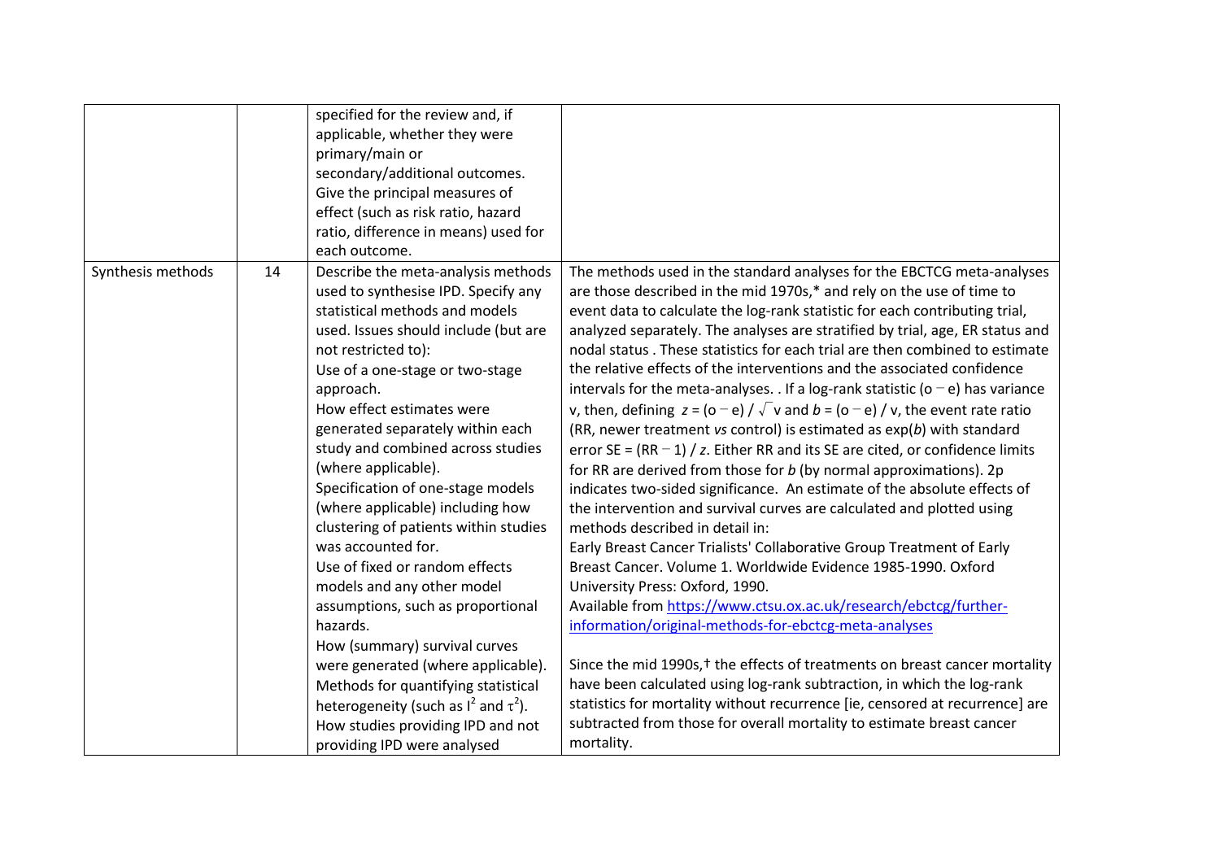| | | | |
|---|---|---|---|
| | | specified for the review and, if applicable, whether they were primary/main or secondary/additional outcomes. Give the principal measures of effect (such as risk ratio, hazard ratio, difference in means) used for each outcome. | |
| Synthesis methods | 14 | Describe the meta-analysis methods used to synthesise IPD. Specify any statistical methods and models used. Issues should include (but are not restricted to):<br>Use of a one-stage or two-stage approach.<br>How effect estimates were generated separately within each study and combined across studies (where applicable).<br>Specification of one-stage models (where applicable) including how clustering of patients within studies was accounted for.<br>Use of fixed or random effects models and any other model assumptions, such as proportional hazards.<br>How (summary) survival curves were generated (where applicable).<br>Methods for quantifying statistical heterogeneity (such as $I^2$ and $\tau^2$).<br>How studies providing IPD and not providing IPD were analysed | The methods used in the standard analyses for the EBCTCG meta-analyses are those described in the mid 1970s,* and rely on the use of time to event data to calculate the log-rank statistic for each contributing trial, analyzed separately. The analyses are stratified by trial, age, ER status and nodal status . These statistics for each trial are then combined to estimate the relative effects of the interventions and the associated confidence intervals for the meta-analyses. . If a log-rank statistic (o − e) has variance v, then, defining $z = (o - e) / \sqrt{v}$ and $b = (o - e) / v$, the event rate ratio (RR, newer treatment *vs* control) is estimated as exp(*b*) with standard error SE = (RR − 1) / *z*. Either RR and its SE are cited, or confidence limits for RR are derived from those for *b* (by normal approximations). 2p indicates two-sided significance. An estimate of the absolute effects of the intervention and survival curves are calculated and plotted using methods described in detail in:<br>Early Breast Cancer Trialists' Collaborative Group Treatment of Early Breast Cancer. Volume 1. Worldwide Evidence 1985-1990. Oxford University Press: Oxford, 1990.<br>Available from [https://www.ctsu.ox.ac.uk/research/ebctcg/further-information/original-methods-for-ebctcg-meta-analyses](https://www.ctsu.ox.ac.uk/research/ebctcg/further-information/original-methods-for-ebctcg-meta-analyses)<br><br>Since the mid 1990s,† the effects of treatments on breast cancer mortality have been calculated using log-rank subtraction, in which the log-rank statistics for mortality without recurrence [ie, censored at recurrence] are subtracted from those for overall mortality to estimate breast cancer mortality. |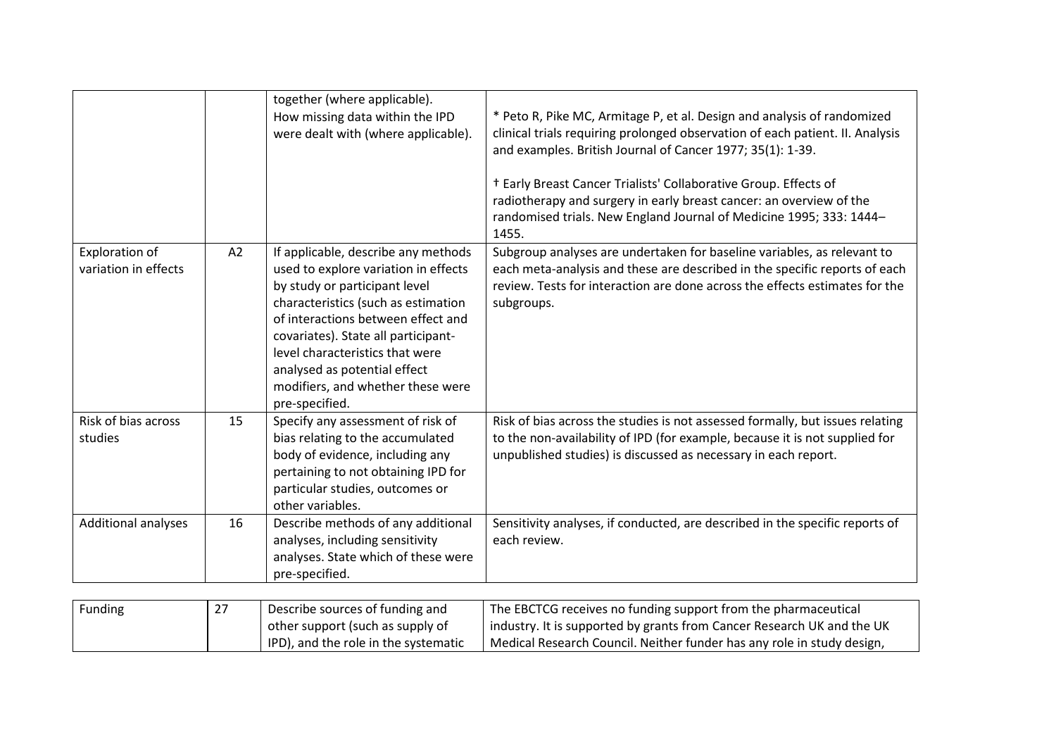| | | | |
|---|---|---|---|
| | | together (where applicable). How missing data within the IPD were dealt with (where applicable). | * Peto R, Pike MC, Armitage P, et al. Design and analysis of randomized clinical trials requiring prolonged observation of each patient. II. Analysis and examples. British Journal of Cancer 1977; 35(1): 1-39.<br><br>† Early Breast Cancer Trialists' Collaborative Group. Effects of radiotherapy and surgery in early breast cancer: an overview of the randomised trials. New England Journal of Medicine 1995; 333: 1444–1455. |
| Exploration of variation in effects | A2 | If applicable, describe any methods used to explore variation in effects by study or participant level characteristics (such as estimation of interactions between effect and covariates). State all participant-level characteristics that were analysed as potential effect modifiers, and whether these were pre-specified. | Subgroup analyses are undertaken for baseline variables, as relevant to each meta-analysis and these are described in the specific reports of each review. Tests for interaction are done across the effects estimates for the subgroups. |
| Risk of bias across studies | 15 | Specify any assessment of risk of bias relating to the accumulated body of evidence, including any pertaining to not obtaining IPD for particular studies, outcomes or other variables. | Risk of bias across the studies is not assessed formally, but issues relating to the non-availability of IPD (for example, because it is not supplied for unpublished studies) is discussed as necessary in each report. |
| Additional analyses | 16 | Describe methods of any additional analyses, including sensitivity analyses. State which of these were pre-specified. | Sensitivity analyses, if conducted, are described in the specific reports of each review. |

| | | | |
|---|---|---|---|
| Funding | 27 | Describe sources of funding and other support (such as supply of IPD), and the role in the systematic | The EBCTCG receives no funding support from the pharmaceutical industry. It is supported by grants from Cancer Research UK and the UK Medical Research Council. Neither funder has any role in study design, |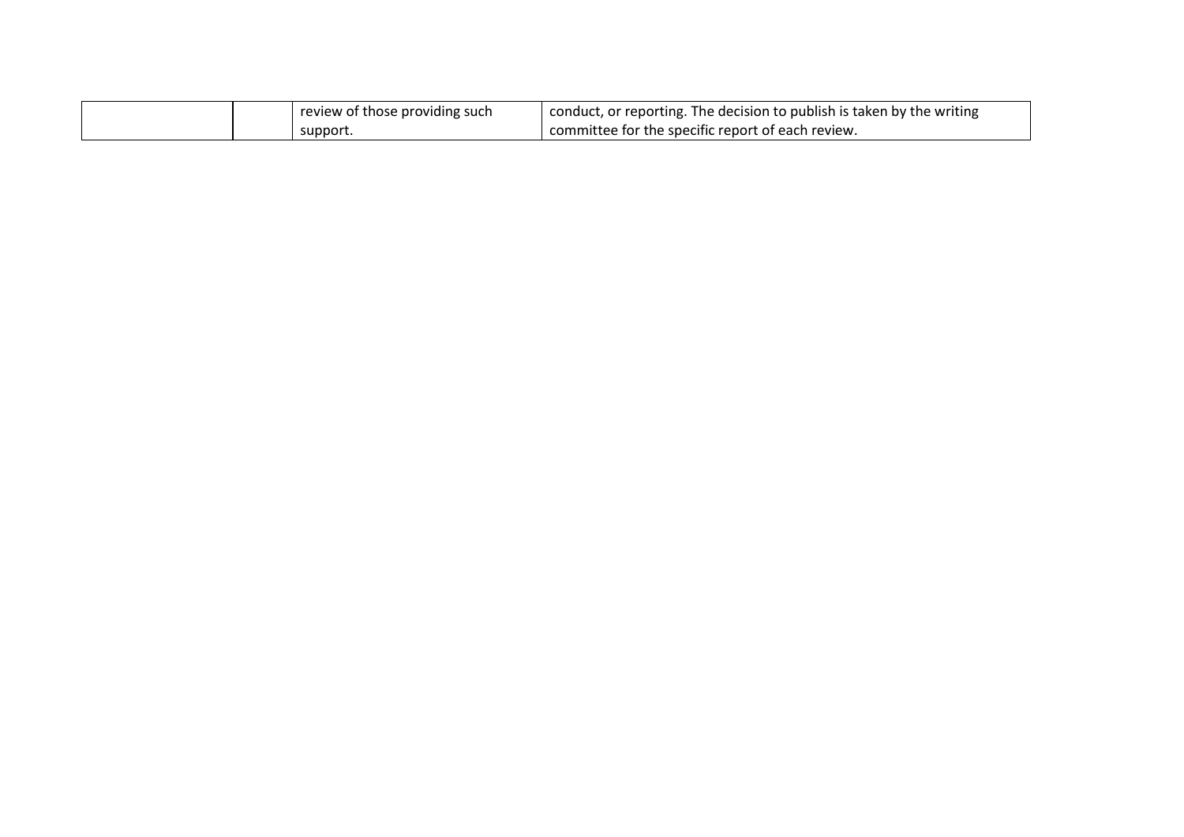| | | | |
|---|---|---|---|
| | | review of those providing such support. | conduct, or reporting. The decision to publish is taken by the writing committee for the specific report of each review. |